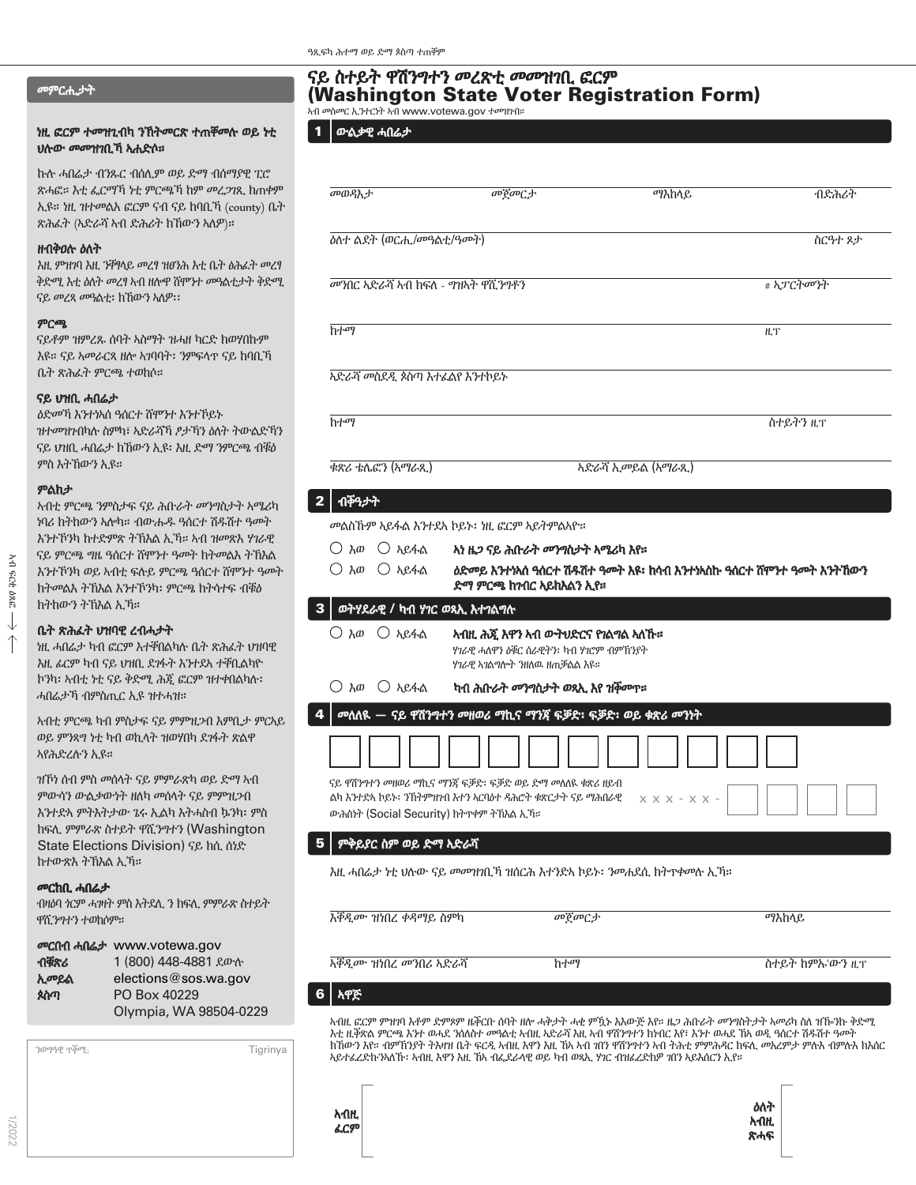ዓጺፍካ ሕተማ ወይ ድማ ጾስጣ ተጠቐም

## መምርሒታት

**ነዚ ፎርም ተመዝጊብካ ንኽትመርጽ ተጠቐመሉ ወይ ኑቲ ህሉው መመዝገቢኻ ኣሐድሶ።**

ኩሉ ሓበሬታ ብንጹር ብሰሊም ወይ ድማ ብሰማያዊ ፒሮ ጽሓፎ። እቲ ፎርማኻ ኑቲ ምርጫኻ ከም መረጋገጺ ክጠቀም ኢዩ። ነዚ ዝተመልአ ፎርም ናብ ናይ ከባቢኻ (county) ቤት ጽሕፈት (ኣድራሻ ኣብ ድሕሪት ክኸውን ኣለዎ)።

### ዘብቅዕሉ ዕለት

እዚ ምዝገባ እዚ ንቐፃሊ መረፃ ዝፀንሕ እቲ ቤት ፅሕፈት መረፃ ቅድሚ እቲ ዕለት መረፃ ኣብ ዘሎዋ ሸሞንተ መዓልቲታት ቅድሚ ናይ መረፃ መዓልቲ ክኸውን ኣለዎ።

### ምርጫ

ናይቶም ዝምረጹ ሰባት ኣስማት ዝሓዘ ካርድ ክወሃበኩም እዩ። ናይ ኣመራርጻ ዘሎ ኣገባባት፡ ንምፍላጥ ናይ ከባቢኻ ቤት ጽሕፈት ምርጫ ተወከሶ።

### ናይ ህዝቢ ሓበሬታ

ዕድመኻ እንተነኣሰ ዓሰርተ ሸሞንተ እንተኾይኑ ዝተመዝገብካሉ ስምካ፣ ኣድራሻኻ ፆታኻን ዕለት ትውልድኻን ናይ ህዝቢ ሓበሬታ ክኸውን ኢዩ። እዚ ድማ ንምርጫ ብቑዕ ምስ እትኸውን ኢዩ።

### ምልከታ

ኣብቲ ምርጫ ንምስታፍ ናይ ሕቡራት መንግስታት ኣሜሪካ ነባሪ ክትከውን ኣሎካ። ብውሑዱ ዓሰርተ ሽዱሽተ ዓመት እንተኾንካ ክተድምጽ ትኽእል ኢኻ። ኣብ ዝመጽእ ሃገራዊ ናይ ምርጫ ግዜ ዓሰርተ ሸሞንተ ዓመት ክትመልእ ትኽእል እንተኾንካ ወይ ኣብቲ ፍሉይ ምርጫ ዓሰርተ ሸሞንተ ዓመት ክትመልእ ትኽእል እንተኾንካ፡ ምርጫ ክትሳተፍ ብቑዕ ክትከውን ትኽእል ኢኻ።

### ቤት ጽሕፈት ህዝባዊ ረብሓታት

ነዚ ሓበሬታ ካብ ፎርም እተቐበልካሉ ቤት ጽሕፈት ህዝባዊ እዚ ፎርም ካብ ናይ ህዝቢ ደገፋት እንተደኣ ተቐቢልካዮ ኮንካ፡ ኣብቲ ኑቲ ናይ ቅድሚ ሕጂ ፎርም ዝተቀበልካሉ፡ ሓበሬታኻ ብምስጢር ኢዩ ዝተሓዝ።

ኣብቲ ምርጫ ካብ ምስታፍ ናይ ምምዝጋብ እምቢታ ምርኣይ ወይ ምንጻግ ኑቲ ካብ ወኪላት ዝወሃበካ ደገፋት ጸልዋ ኣየሕድረሎን ኢዩ።

ዝኾነ ሰብ ምስ መሰላት ናይ ምምራጽካ ወይ ድማ ኣብ ምውሳን ውልቃውነት ዘለካ መሰላት ናይ ምምዝጋብ እንተደኣ ምትእትታው ጌሩ ኢልካ እትሓስብ ኩንካ፡ ምስ ክፍሊ ምምራጽ ስቴይት ዋሽንግተን (Washington State Elections Division) ናይ ክሲ ሰነድ ክተውጽእ ትኽእል ኢኻ።

### መርከቢ ሓበሬታ

ብዛዕባ ጉርም ሓገዛት ምስ እትደሊ ን ክፍሊ ምምራጽ ስተይት ዋሺንግተን ተወከሶም።

**መርበብ ሓበሬታ** www.votewa.gov
**ብቑጽሪ** 1 (800) 448-4881 ደውሉ
**ኢመይል** elections@sos.wa.gov
**ጾስጣ** PO Box 40229
Olympia, WA 98504-0229

ንወግዓዊ ጥቕሚ: Tigrinya

1/2022

# ናይ ስተይት ዋሽንግተን መረጽቲ መመዝገቢ ፎርም (Washington State Voter Registration Form)

ኣብ መስመር ኢንተርነት ኣብ www.votewa.gov ተመዝገብ።

## 1 ውልቃዊ ሓበሬታ

መወዳእታ ______ መጀመርታ ______ ማእከላይ ______ ብድሕሪት ______

ዕለት ልደት (ወርሒ/መዓልቲ/ዓመት) ______ ስርዓተ ጾታ ______

መንበር ኣድራሻ ኣብ ክፍለ - ግዝኣት ዋሺንግቶን ______ # ኣፓርትመንት ______

ከተማ ______ ዚፕ ______

ኣድራሻ መስደዲ ጾስጣ እተፈልየ እንተኮይኑ ______

ከተማ ______ ስተይትን ዚፕ ______

ቁጽሪ ቴሌፎን (ኣማራጺ) ______ ኣድራሻ ኢመይል (ኣማራጺ) ______

## 2 ብቕዓታት

መልስኹም ኣይፋል እንተደኣ ኮይኑ፡ ነዚ ፎርም ኣይትምልእዮ።

- ○ እወ ○ ኣይፋል **ኣነ ዜጋ ናይ ሕቡራት መንግስታት ኣሜሪካ እየ።**
- ○ እወ ○ ኣይፋል **ዕድመይ እንተነኣሰ ዓሰርተ ሽዱሽተ ዓመት እዩ፣ ክሳብ እንተኣለኹ ዓሰርተ ሸሞንተ ዓመት እንትኸውን ድማ ምርጫ ከጥብር ኣይክእልን ኢየ።**

## 3 ወትሃደራዊ / ካብ ሃገር ወጻኢ እተገልግሉ

- ○ እወ ○ ኣይፋል **ኣብዚ ሕጂ እዋን ኣብ ውትህድርና የገልግል ኣለኹ።**
  ሃገራዊ ሓለዋን ዕቑር ሰራዊትን፡ ካብ ሃገርም ብምኽንያት ሃገራዊ ኣገልግሎት ንዘለዉ ዘጠቓልል እዩ።
- ○ እወ ○ ኣይፋል **ካብ ሕቡራት መንግስታት ወጻኢ እየ ዝቕመጥ።**

## 4 መለለዪ — ናይ ዋሽንግተን መዘወሪ ማኪና ማንጃ ፍቓድ፡ ፍቓድ፡ ወይ ቁጽሪ መንነት

□□□□□□□□□□□□

ናይ ዋሽንግተን መዘወሪ ማኪና ማንጃ ፍቓድ፡ ፍቓድ ወይ ድማ መለለዪ ቁጽሪ ዘይብልካ እንተደኣ ኮይኑ፡ ንኽትምዝገብ እተን ኣርባዕተ ዳሕሮት ቁጽርታት ናይ ማሕበራዊ ውሕስነት (Social Security) ክትጥቀም ትኽእል ኢኻ። x x x - x x - □□□□

## 5 ምቅይያር ስም ወይ ድማ ኣድራሻ

እዚ ሓበሬታ ነቲ ህሉው ናይ መመዝገቢኻ ዝሰርሕ እተንደኣ ኮይኑ፡ ንመሐደሲ ክትጥቀመሉ ኢኻ።

እቶቲ ዝነበረ ቀዳማይ ስምካ ______ መጀመርታ ______ ማእከላይ ______

እቶቲ ዝነበረ መንበሪ ኣድራሻ ______ ከተማ ______ ስተይት ከምኡ'ውን ዚፕ ______

## 6 ኣዋጅ

ኣብዚ ፎርም ምዝገባ እቶም ደምጻም ዘቕርቡ ሰባት ዘሎ ሓቅታት ሓቂ ምኳኑ እኣውጅ እየ። ዜጋ ሕቡራት መንግስታት ኣመሪካ ስለ ዝኾንኩ ቅድሚ እቲ ዚቕጸል ምርጫ እንተ ወሓደ ንሰለስተ መዓልቲ ኣብዚ ኣድራሻ እዚ ኣብ ዋሽንግተን ክነብር እየ፣ እንተ ወሓደ ኸኣ ወዲ ዓሰርተ ሽዱሽተ ዓመት ክኸውን እየ። ብምኽንያት ትእዛዝ ቤት ፍርዲ ኣብዚ እዋን እዚ ኸኣ ኣብ ገበን ዋሽንግተን ኣብ ትሕቲ ምምሕዳር ክፍሊ መእረምታ ምስኡ ክእሰር ኣይተፈረደኩን። ኣብዚ እዋን እዚ ኸኣ ብፌደራላዊ ወይ ካብ ወጻኢ ሃገር ብዝፈረደኩም ገበን ኣይእሰርን ኢየ።

ኣብዚ ፎርም ______ ዕለት ኣብዚ ጽሓፍ ______

ኣብ ቁጽሪ ጸጋ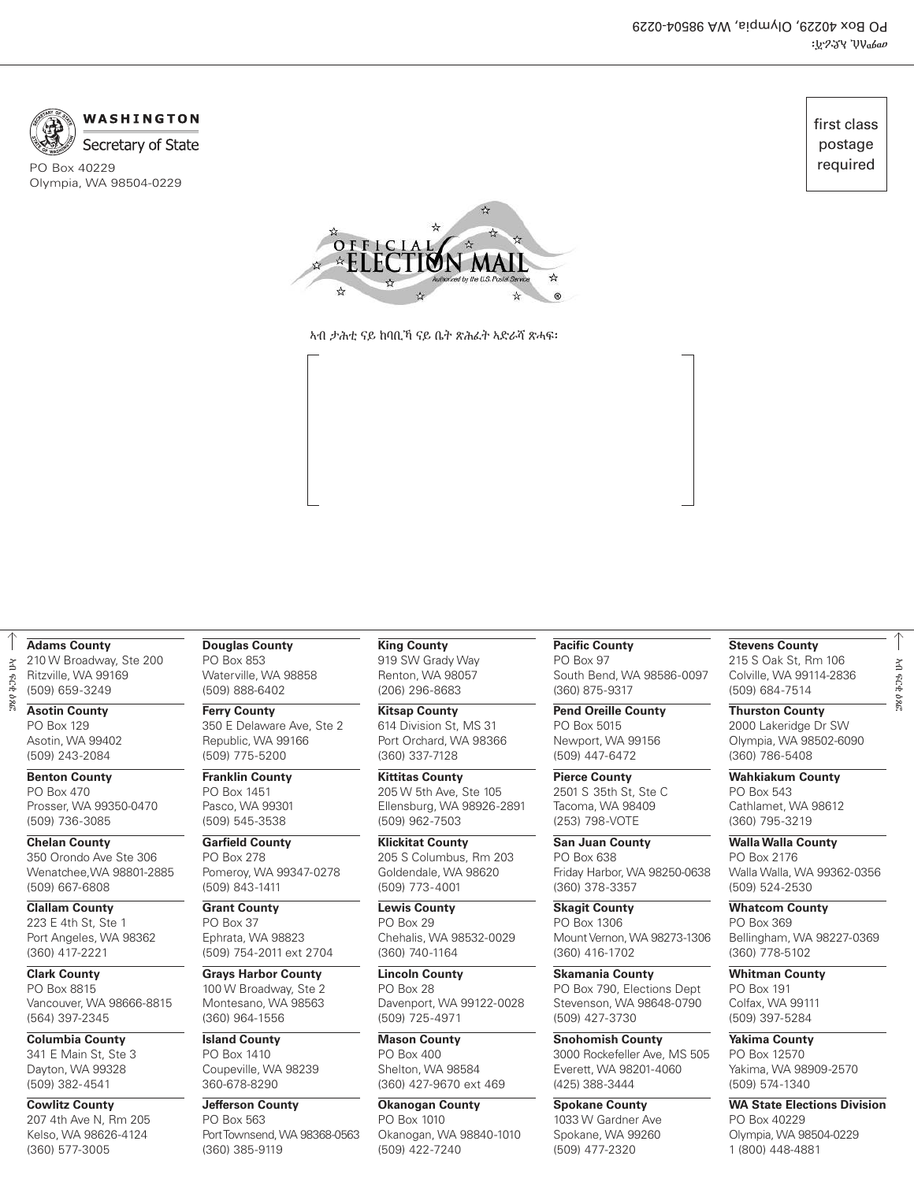PO Box 40229, Olympia, WA 98504-0229

መመለሲ ኣድራሻ፡

**WASHINGTON**

Secretary of State

PO Box 40229
Olympia, WA 98504-0229

first class postage required

OFFICIAL ELECTION MAIL
Authorized by the U.S. Postal Service

ኣብ ታሕቲ ናይ ከባቢኻ ናይ ቤት ጽሕፈት ኣድራሻ ጽሓፍ፡

**Adams County**
210 W Broadway, Ste 200
Ritzville, WA 99169
(509) 659-3249

**Asotin County**
PO Box 129
Asotin, WA 99402
(509) 243-2084

**Benton County**
PO Box 470
Prosser, WA 99350-0470
(509) 736-3085

**Chelan County**
350 Orondo Ave Ste 306
Wenatchee,WA 98801-2885
(509) 667-6808

**Clallam County**
223 E 4th St, Ste 1
Port Angeles, WA 98362
(360) 417-2221

**Clark County**
PO Box 8815
Vancouver, WA 98666-8815
(564) 397-2345

**Columbia County**
341 E Main St, Ste 3
Dayton, WA 99328
(509) 382-4541

**Cowlitz County**
207 4th Ave N, Rm 205
Kelso, WA 98626-4124
(360) 577-3005

**Douglas County**
PO Box 853
Waterville, WA 98858
(509) 888-6402

**Ferry County**
350 E Delaware Ave, Ste 2
Republic, WA 99166
(509) 775-5200

**Franklin County**
PO Box 1451
Pasco, WA 99301
(509) 545-3538

**Garfield County**
PO Box 278
Pomeroy, WA 99347-0278
(509) 843-1411

**Grant County**
PO Box 37
Ephrata, WA 98823
(509) 754-2011 ext 2704

**Grays Harbor County**
100 W Broadway, Ste 2
Montesano, WA 98563
(360) 964-1556

**Island County**
PO Box 1410
Coupeville, WA 98239
360-678-8290

**Jefferson County**
PO Box 563
Port Townsend, WA 98368-0563
(360) 385-9119

**King County**
919 SW Grady Way
Renton, WA 98057
(206) 296-8683

**Kitsap County**
614 Division St, MS 31
Port Orchard, WA 98366
(360) 337-7128

**Kittitas County**
205 W 5th Ave, Ste 105
Ellensburg, WA 98926-2891
(509) 962-7503

**Klickitat County**
205 S Columbus, Rm 203
Goldendale, WA 98620
(509) 773-4001

**Lewis County**
PO Box 29
Chehalis, WA 98532-0029
(360) 740-1164

**Lincoln County**
PO Box 28
Davenport, WA 99122-0028
(509) 725-4971

**Mason County**
PO Box 400
Shelton, WA 98584
(360) 427-9670 ext 469

**Okanogan County**
PO Box 1010
Okanogan, WA 98840-1010
(509) 422-7240

**Pacific County**
PO Box 97
South Bend, WA 98586-0097
(360) 875-9317

**Pend Oreille County**
PO Box 5015
Newport, WA 99156
(509) 447-6472

**Pierce County**
2501 S 35th St, Ste C
Tacoma, WA 98409
(253) 798-VOTE

**San Juan County**
PO Box 638
Friday Harbor, WA 98250-0638
(360) 378-3357

**Skagit County**
PO Box 1306
Mount Vernon, WA 98273-1306
(360) 416-1702

**Skamania County**
PO Box 790, Elections Dept
Stevenson, WA 98648-0790
(509) 427-3730

**Snohomish County**
3000 Rockefeller Ave, MS 505
Everett, WA 98201-4060
(425) 388-3444

**Spokane County**
1033 W Gardner Ave
Spokane, WA 99260
(509) 477-2320

**Stevens County**
215 S Oak St, Rm 106
Colville, WA 99114-2836
(509) 684-7514

**Thurston County**
2000 Lakeridge Dr SW
Olympia, WA 98502-6090
(360) 786-5408

**Wahkiakum County**
PO Box 543
Cathlamet, WA 98612
(360) 795-3219

**Walla Walla County**
PO Box 2176
Walla Walla, WA 99362-0356
(509) 524-2530

**Whatcom County**
PO Box 369
Bellingham, WA 98227-0369
(360) 778-5102

**Whitman County**
PO Box 191
Colfax, WA 99111
(509) 397-5284

**Yakima County**
PO Box 12570
Yakima, WA 98909-2570
(509) 574-1340

**WA State Elections Division**
PO Box 40229
Olympia, WA 98504-0229
1 (800) 448-4881